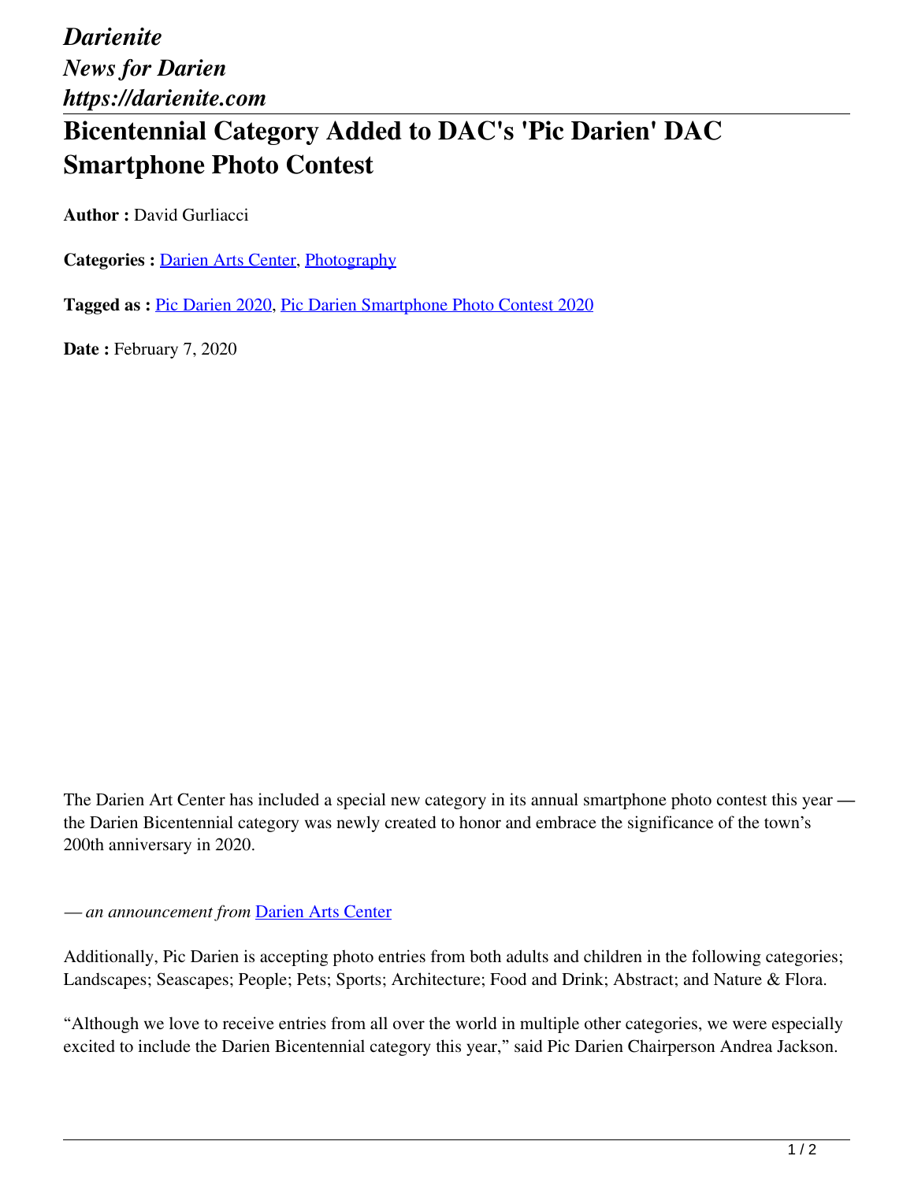*Darienite*
*News for Darien*
*https://darienite.com*

# Bicentennial Category Added to DAC's 'Pic Darien' DAC Smartphone Photo Contest

**Author :** David Gurliacci

**Categories :** Darien Arts Center, Photography

**Tagged as :** Pic Darien 2020, Pic Darien Smartphone Photo Contest 2020

**Date :** February 7, 2020

The Darien Art Center has included a special new category in its annual smartphone photo contest this year — the Darien Bicentennial category was newly created to honor and embrace the significance of the town's 200th anniversary in 2020.

*— an announcement from* Darien Arts Center

Additionally, Pic Darien is accepting photo entries from both adults and children in the following categories; Landscapes; Seascapes; People; Pets; Sports; Architecture; Food and Drink; Abstract; and Nature & Flora.

"Although we love to receive entries from all over the world in multiple other categories, we were especially excited to include the Darien Bicentennial category this year," said Pic Darien Chairperson Andrea Jackson.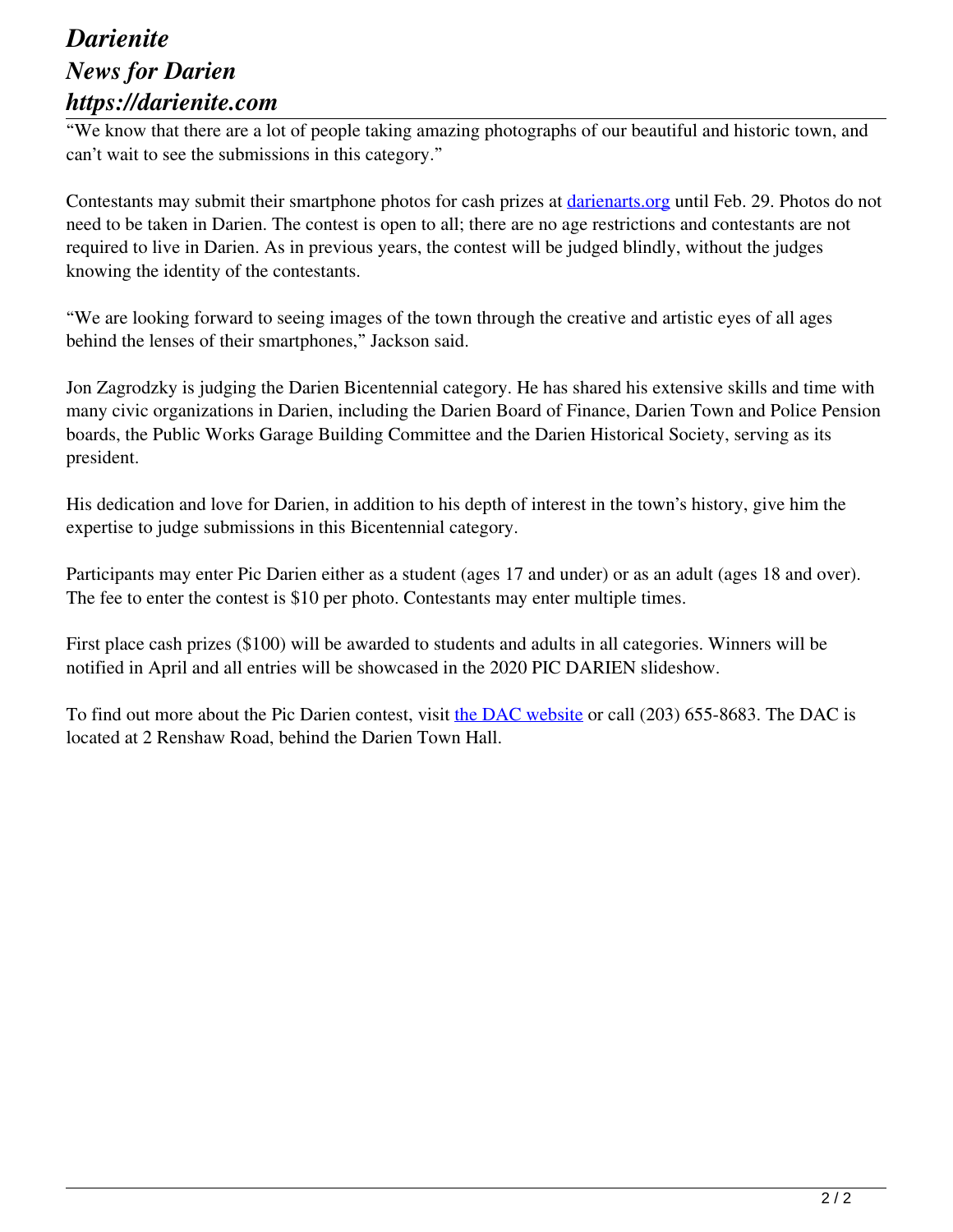"We know that there are a lot of people taking amazing photographs of our beautiful and historic town, and can't wait to see the submissions in this category."

Contestants may submit their smartphone photos for cash prizes at [darienarts.org](darienarts.org) until Feb. 29. Photos do not need to be taken in Darien. The contest is open to all; there are no age restrictions and contestants are not required to live in Darien. As in previous years, the contest will be judged blindly, without the judges knowing the identity of the contestants.

"We are looking forward to seeing images of the town through the creative and artistic eyes of all ages behind the lenses of their smartphones," Jackson said.

Jon Zagrodzky is judging the Darien Bicentennial category. He has shared his extensive skills and time with many civic organizations in Darien, including the Darien Board of Finance, Darien Town and Police Pension boards, the Public Works Garage Building Committee and the Darien Historical Society, serving as its president.

His dedication and love for Darien, in addition to his depth of interest in the town's history, give him the expertise to judge submissions in this Bicentennial category.

Participants may enter Pic Darien either as a student (ages 17 and under) or as an adult (ages 18 and over). The fee to enter the contest is $10 per photo. Contestants may enter multiple times.

First place cash prizes ($100) will be awarded to students and adults in all categories. Winners will be notified in April and all entries will be showcased in the 2020 PIC DARIEN slideshow.

To find out more about the Pic Darien contest, visit the DAC website or call (203) 655-8683. The DAC is located at 2 Renshaw Road, behind the Darien Town Hall.